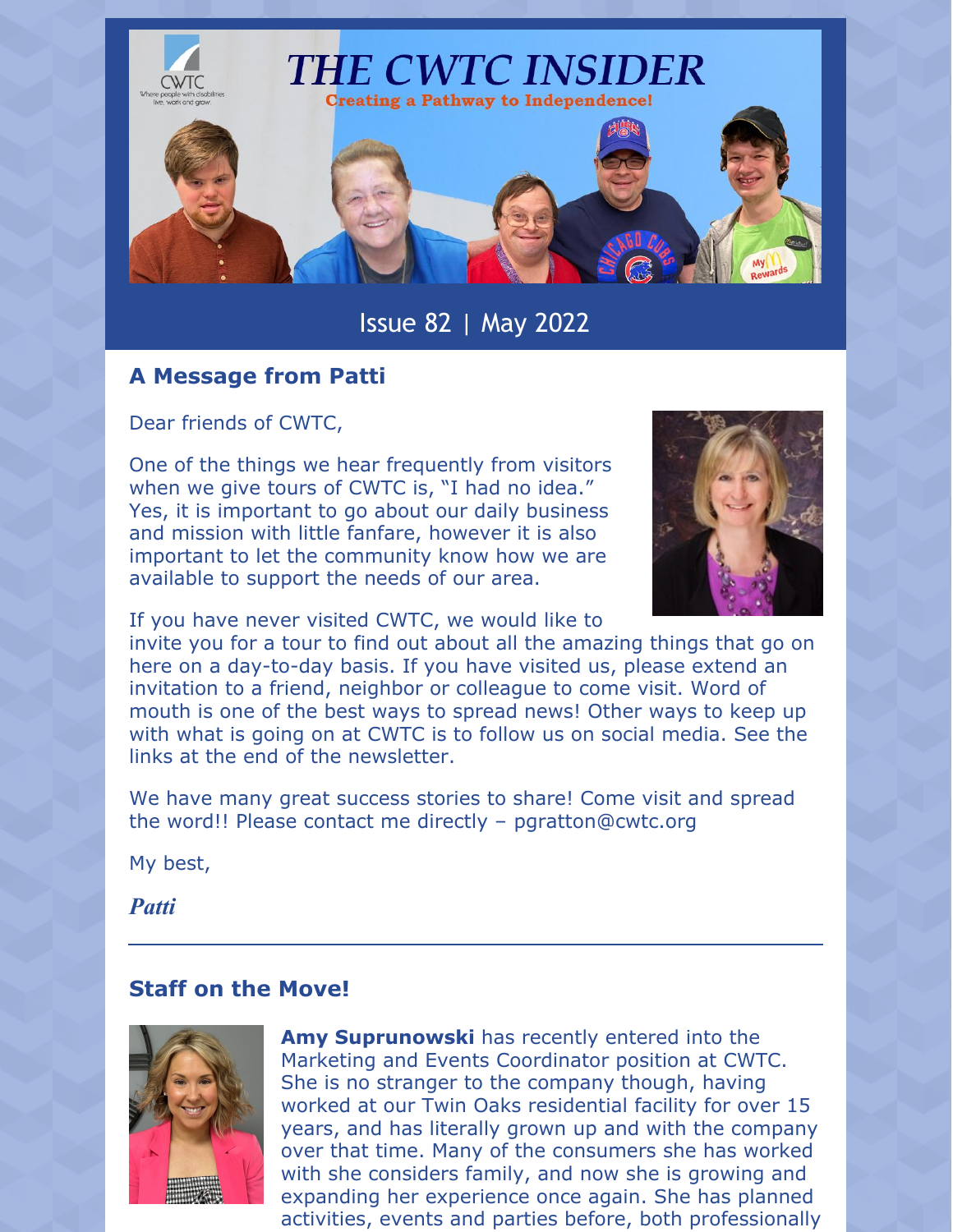# THE CWTC INSIDER

Creating a Pathway to Independence!

Issue 82 | May 2022

## A Message from Patti

Dear friends of CWTC,

One of the things we hear frequently from visitors when we give tours of CWTC is, "I had no idea." Yes, it is important to go about our daily business and mission with little fanfare, however it is also important to let the community know how we are available to support the needs of our area.

If you have never visited CWTC, we would like to invite you for a tour to find out about all the amazing things that go on here on a day-to-day basis. If you have visited us, please extend an invitation to a friend, neighbor or colleague to come visit. Word of mouth is one of the best ways to spread news! Other ways to keep up with what is going on at CWTC is to follow us on social media. See the links at the end of the newsletter.

We have many great success stories to share! Come visit and spread the word!! Please contact me directly – pgratton@cwtc.org

My best,

*Patti*

---

## Staff on the Move!

**Amy Suprunowski** has recently entered into the Marketing and Events Coordinator position at CWTC. She is no stranger to the company though, having worked at our Twin Oaks residential facility for over 15 years, and has literally grown up and with the company over that time. Many of the consumers she has worked with she considers family, and now she is growing and expanding her experience once again. She has planned activities, events and parties before, both professionally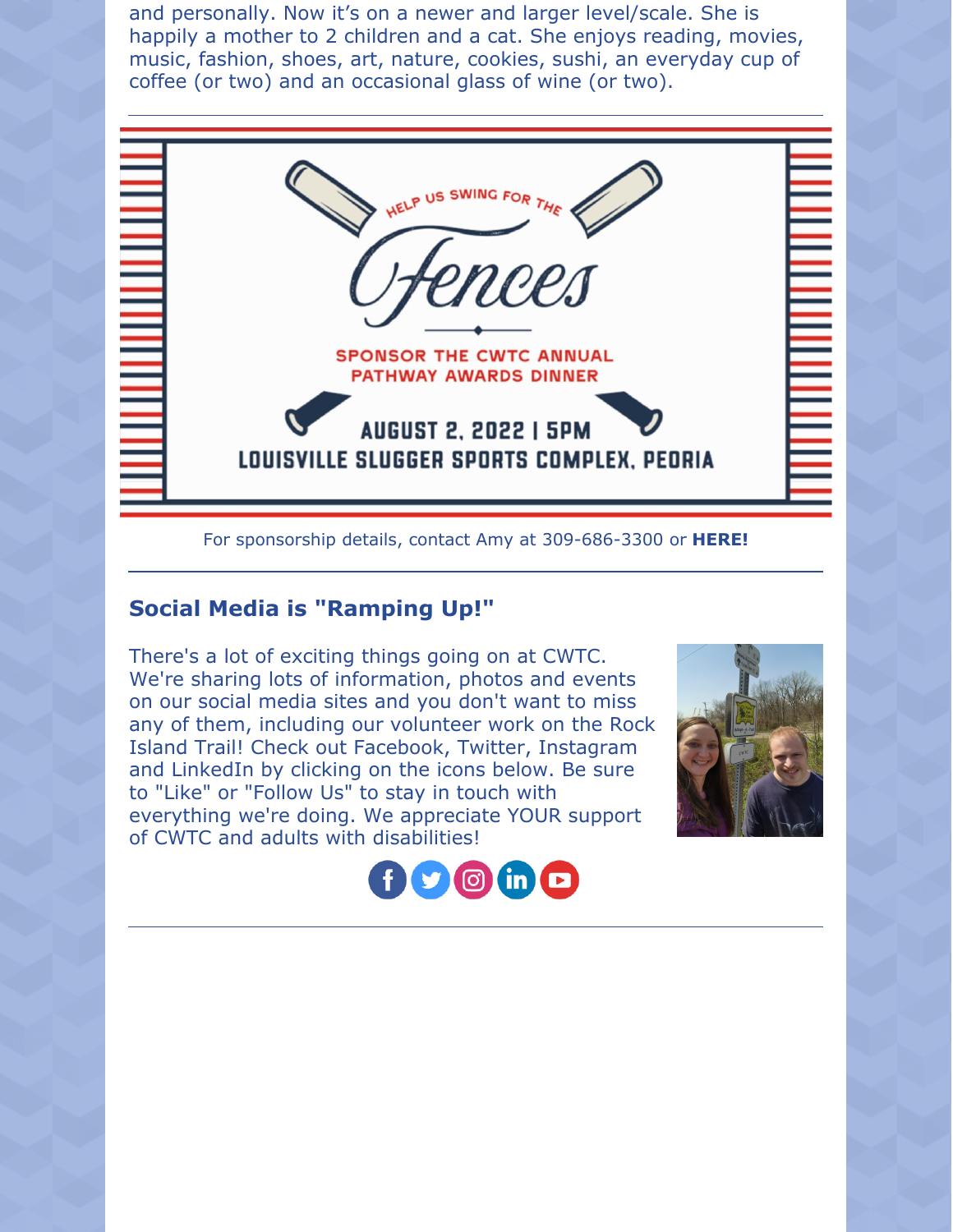and personally. Now it's on a newer and larger level/scale. She is happily a mother to 2 children and a cat. She enjoys reading, movies, music, fashion, shoes, art, nature, cookies, sushi, an everyday cup of coffee (or two) and an occasional glass of wine (or two).

---

HELP US SWING FOR THE

Fences

SPONSOR THE CWTC ANNUAL PATHWAY AWARDS DINNER

AUGUST 2, 2022 | 5PM

LOUISVILLE SLUGGER SPORTS COMPLEX, PEORIA

For sponsorship details, contact Amy at 309-686-3300 or **HERE!**

---

## Social Media is "Ramping Up!"

There's a lot of exciting things going on at CWTC. We're sharing lots of information, photos and events on our social media sites and you don't want to miss any of them, including our volunteer work on the Rock Island Trail! Check out Facebook, Twitter, Instagram and LinkedIn by clicking on the icons below. Be sure to "Like" or "Follow Us" to stay in touch with everything we're doing. We appreciate YOUR support of CWTC and adults with disabilities!

---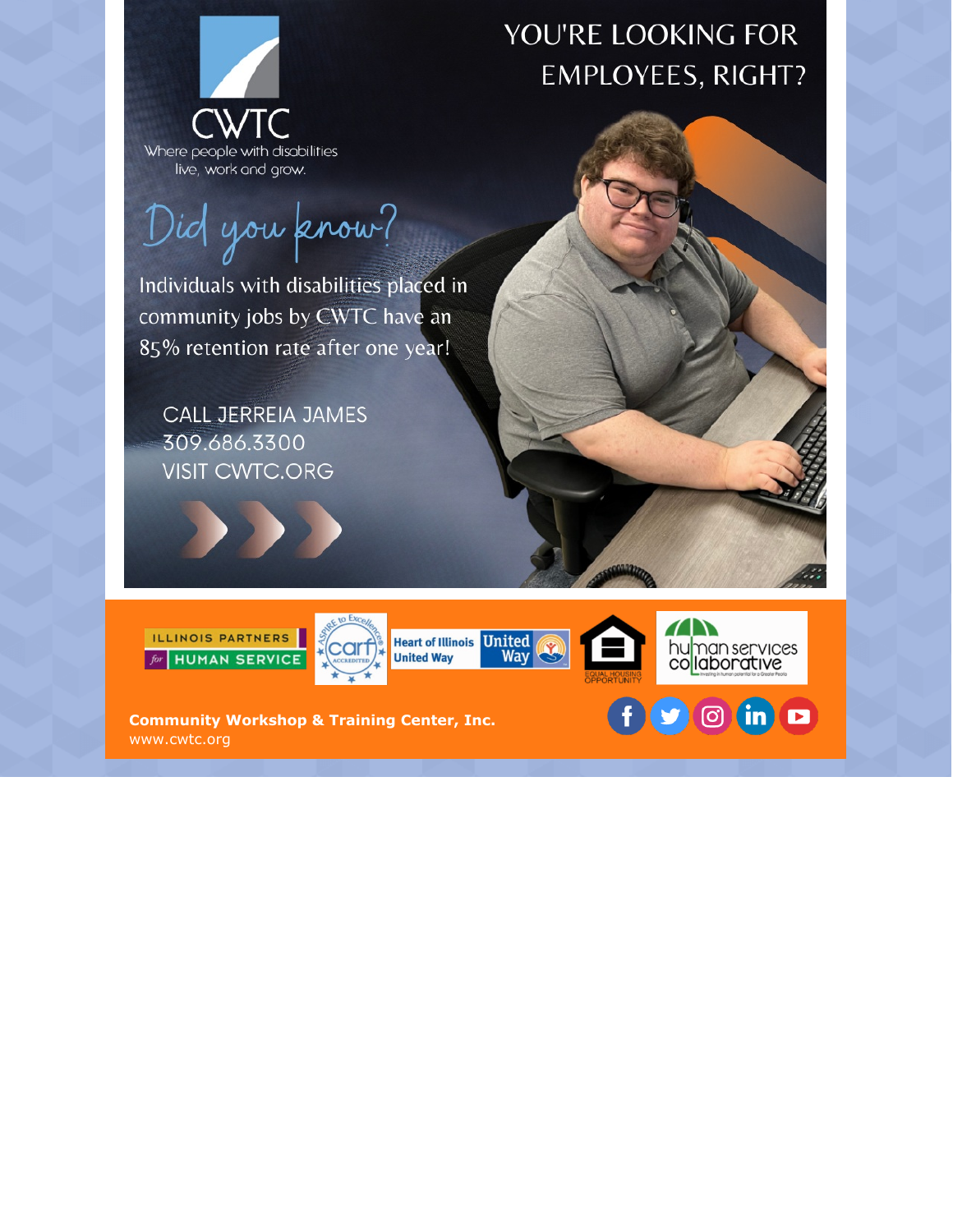CWTC

Where people with disabilities live, work and grow.

# YOU'RE LOOKING FOR EMPLOYEES, RIGHT?

## Did you know?

Individuals with disabilities placed in community jobs by CWTC have an 85% retention rate after one year!

CALL JERREIA JAMES
309.686.3300
VISIT CWTC.ORG

ILLINOIS PARTNERS for HUMAN SERVICE

ASPIRE to Excellence carf ACCREDITED

Heart of Illinois United Way

EQUAL HOUSING OPPORTUNITY

human services collaborative

**Community Workshop & Training Center, Inc.**
www.cwtc.org